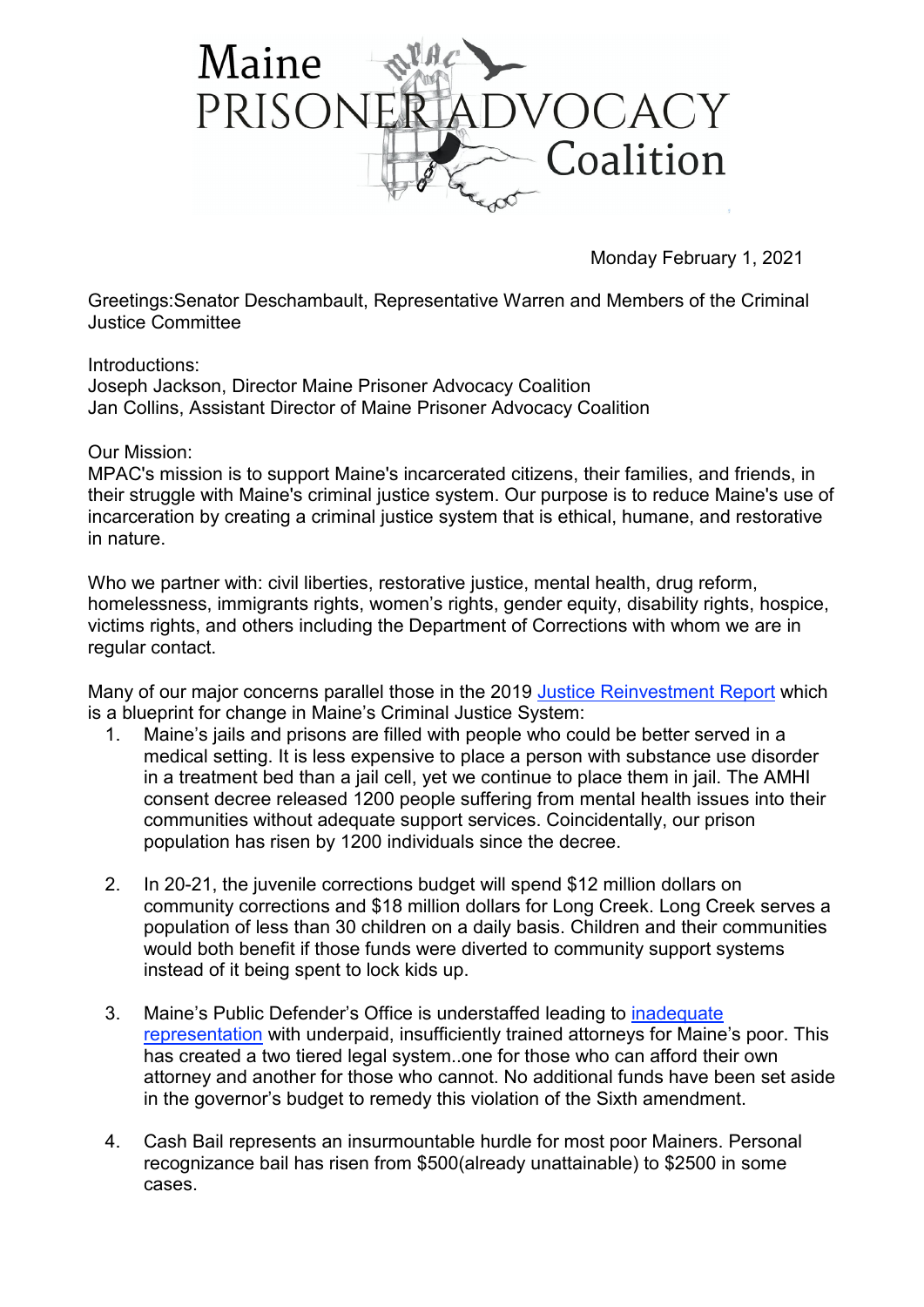# Maine PRISONER ADVOCACY Coalition

Monday February 1, 2021

Greetings:Senator Deschambault, Representative Warren and Members of the Criminal Justice Committee

Introductions:
Joseph Jackson, Director Maine Prisoner Advocacy Coalition
Jan Collins, Assistant Director of Maine Prisoner Advocacy Coalition

Our Mission:
MPAC's mission is to support Maine's incarcerated citizens, their families, and friends, in their struggle with Maine's criminal justice system. Our purpose is to reduce Maine's use of incarceration by creating a criminal justice system that is ethical, humane, and restorative in nature.

Who we partner with: civil liberties, restorative justice, mental health, drug reform, homelessness, immigrants rights, women's rights, gender equity, disability rights, hospice, victims rights, and others including the Department of Corrections with whom we are in regular contact.

Many of our major concerns parallel those in the 2019 Justice Reinvestment Report which is a blueprint for change in Maine's Criminal Justice System:

1. Maine's jails and prisons are filled with people who could be better served in a medical setting. It is less expensive to place a person with substance use disorder in a treatment bed than a jail cell, yet we continue to place them in jail. The AMHI consent decree released 1200 people suffering from mental health issues into their communities without adequate support services. Coincidentally, our prison population has risen by 1200 individuals since the decree.

2. In 20-21, the juvenile corrections budget will spend $12 million dollars on community corrections and $18 million dollars for Long Creek. Long Creek serves a population of less than 30 children on a daily basis. Children and their communities would both benefit if those funds were diverted to community support systems instead of it being spent to lock kids up.

3. Maine's Public Defender's Office is understaffed leading to inadequate representation with underpaid, insufficiently trained attorneys for Maine's poor. This has created a two tiered legal system..one for those who can afford their own attorney and another for those who cannot. No additional funds have been set aside in the governor's budget to remedy this violation of the Sixth amendment.

4. Cash Bail represents an insurmountable hurdle for most poor Mainers. Personal recognizance bail has risen from $500(already unattainable) to $2500 in some cases.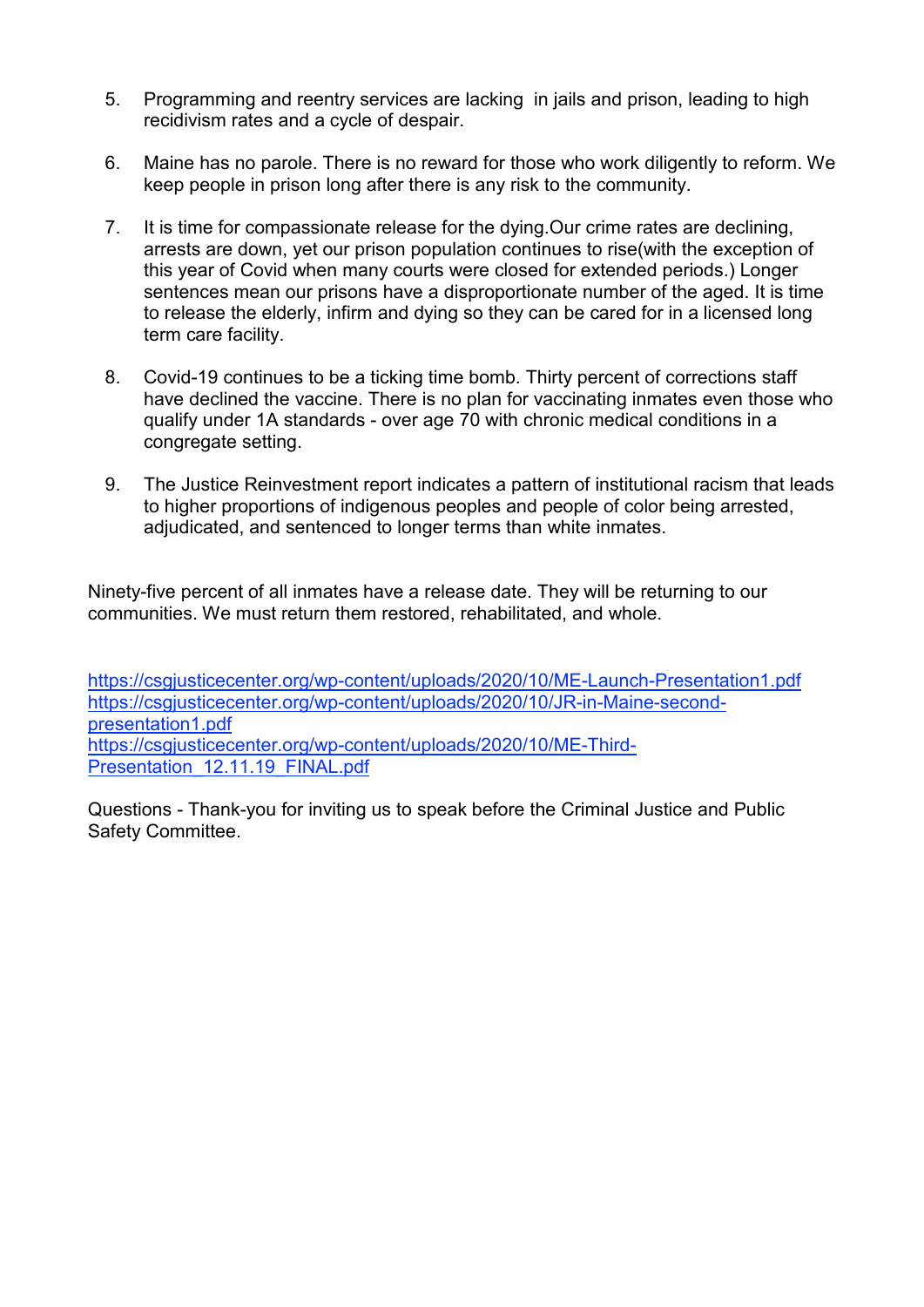5. Programming and reentry services are lacking in jails and prison, leading to high recidivism rates and a cycle of despair.

6. Maine has no parole. There is no reward for those who work diligently to reform. We keep people in prison long after there is any risk to the community.

7. It is time for compassionate release for the dying.Our crime rates are declining, arrests are down, yet our prison population continues to rise(with the exception of this year of Covid when many courts were closed for extended periods.) Longer sentences mean our prisons have a disproportionate number of the aged. It is time to release the elderly, infirm and dying so they can be cared for in a licensed long term care facility.

8. Covid-19 continues to be a ticking time bomb. Thirty percent of corrections staff have declined the vaccine. There is no plan for vaccinating inmates even those who qualify under 1A standards - over age 70 with chronic medical conditions in a congregate setting.

9. The Justice Reinvestment report indicates a pattern of institutional racism that leads to higher proportions of indigenous peoples and people of color being arrested, adjudicated, and sentenced to longer terms than white inmates.

Ninety-five percent of all inmates have a release date. They will be returning to our communities. We must return them restored, rehabilitated, and whole.

https://csgjusticecenter.org/wp-content/uploads/2020/10/ME-Launch-Presentation1.pdf
https://csgjusticecenter.org/wp-content/uploads/2020/10/JR-in-Maine-second-presentation1.pdf
https://csgjusticecenter.org/wp-content/uploads/2020/10/ME-Third-Presentation_12.11.19_FINAL.pdf

Questions - Thank-you for inviting us to speak before the Criminal Justice and Public Safety Committee.